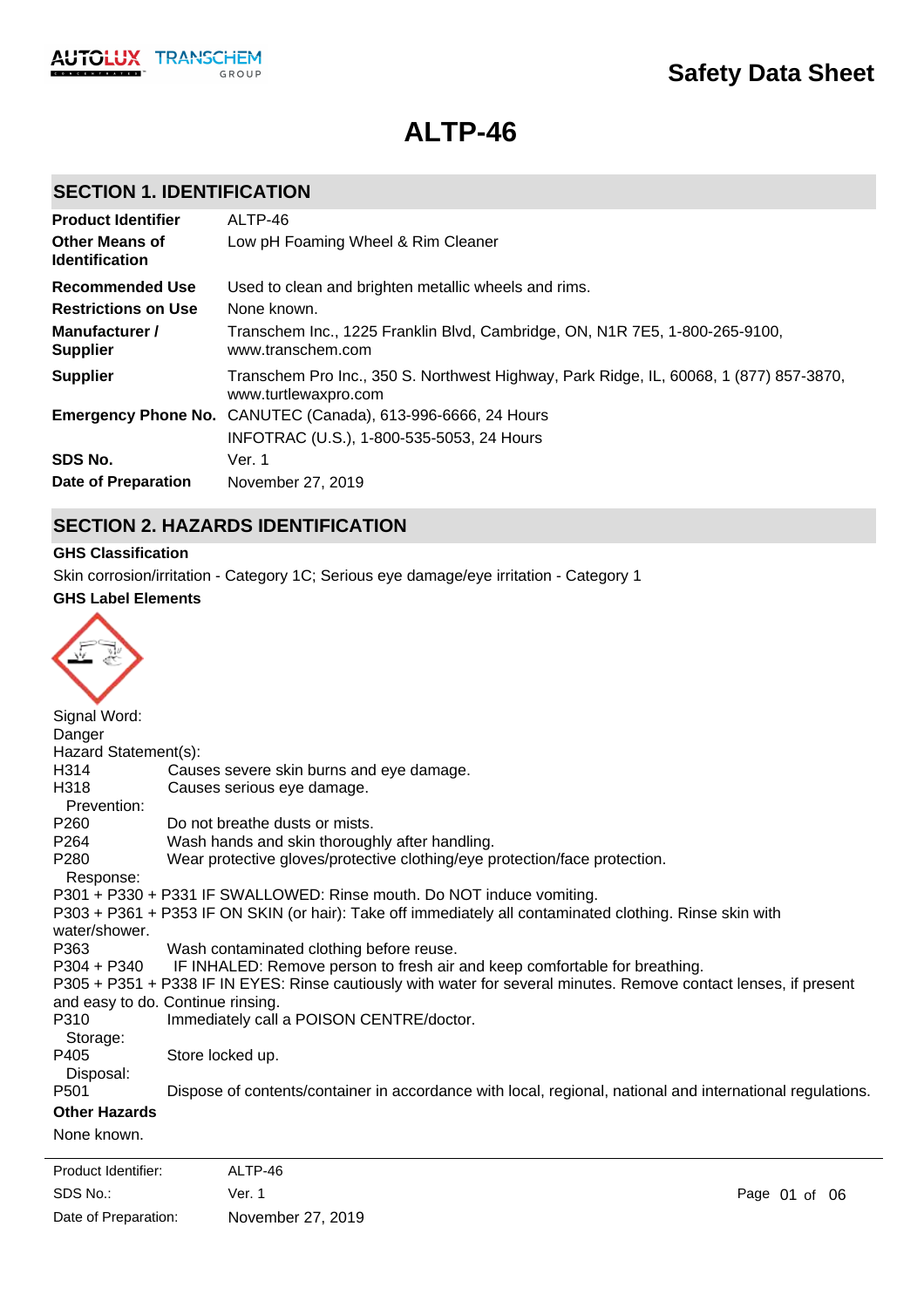# Safety Data Sheet

# ALTP-46

## SECTION 1. IDENTIFICATION

| | |
|---|---|
| **Product Identifier** | ALTP-46 |
| **Other Means of Identification** | Low pH Foaming Wheel & Rim Cleaner |
| **Recommended Use** | Used to clean and brighten metallic wheels and rims. |
| **Restrictions on Use** | None known. |
| **Manufacturer / Supplier** | Transchem Inc., 1225 Franklin Blvd, Cambridge, ON, N1R 7E5, 1-800-265-9100, www.transchem.com |
| **Supplier** | Transchem Pro Inc., 350 S. Northwest Highway, Park Ridge, IL, 60068, 1 (877) 857-3870, www.turtlewaxpro.com |
| **Emergency Phone No.** | CANUTEC (Canada), 613-996-6666, 24 Hours<br>INFOTRAC (U.S.), 1-800-535-5053, 24 Hours |
| **SDS No.** | Ver. 1 |
| **Date of Preparation** | November 27, 2019 |

## SECTION 2. HAZARDS IDENTIFICATION

**GHS Classification**

Skin corrosion/irritation - Category 1C; Serious eye damage/eye irritation - Category 1

**GHS Label Elements**

Signal Word:
Danger

Hazard Statement(s):

H314 Causes severe skin burns and eye damage.
H318 Causes serious eye damage.

Prevention:

P260 Do not breathe dusts or mists.
P264 Wash hands and skin thoroughly after handling.
P280 Wear protective gloves/protective clothing/eye protection/face protection.

Response:

P301 + P330 + P331 IF SWALLOWED: Rinse mouth. Do NOT induce vomiting.
P303 + P361 + P353 IF ON SKIN (or hair): Take off immediately all contaminated clothing. Rinse skin with water/shower.
P363 Wash contaminated clothing before reuse.
P304 + P340 IF INHALED: Remove person to fresh air and keep comfortable for breathing.
P305 + P351 + P338 IF IN EYES: Rinse cautiously with water for several minutes. Remove contact lenses, if present and easy to do. Continue rinsing.
P310 Immediately call a POISON CENTRE/doctor.

Storage:

P405 Store locked up.

Disposal:

P501 Dispose of contents/container in accordance with local, regional, national and international regulations.

**Other Hazards**

None known.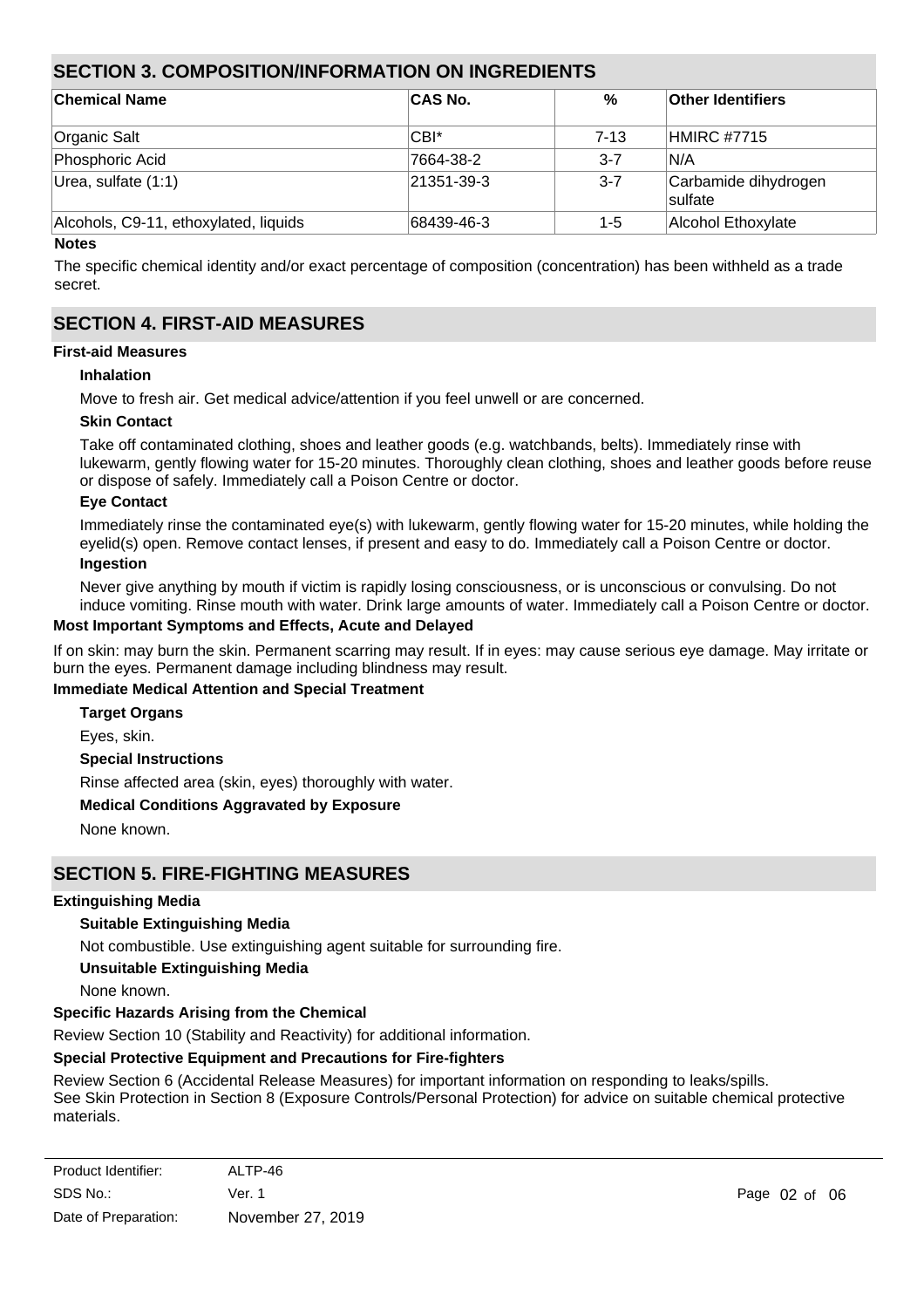## SECTION 3. COMPOSITION/INFORMATION ON INGREDIENTS

| Chemical Name | CAS No. | % | Other Identifiers |
|---|---|---|---|
| Organic Salt | CBI* | 7-13 | HMIRC #7715 |
| Phosphoric Acid | 7664-38-2 | 3-7 | N/A |
| Urea, sulfate (1:1) | 21351-39-3 | 3-7 | Carbamide dihydrogen sulfate |
| Alcohols, C9-11, ethoxylated, liquids | 68439-46-3 | 1-5 | Alcohol Ethoxylate |

**Notes**

The specific chemical identity and/or exact percentage of composition (concentration) has been withheld as a trade secret.

## SECTION 4. FIRST-AID MEASURES

**First-aid Measures**

**Inhalation**

Move to fresh air. Get medical advice/attention if you feel unwell or are concerned.

**Skin Contact**

Take off contaminated clothing, shoes and leather goods (e.g. watchbands, belts). Immediately rinse with lukewarm, gently flowing water for 15-20 minutes. Thoroughly clean clothing, shoes and leather goods before reuse or dispose of safely. Immediately call a Poison Centre or doctor.

**Eye Contact**

Immediately rinse the contaminated eye(s) with lukewarm, gently flowing water for 15-20 minutes, while holding the eyelid(s) open. Remove contact lenses, if present and easy to do. Immediately call a Poison Centre or doctor.

**Ingestion**

Never give anything by mouth if victim is rapidly losing consciousness, or is unconscious or convulsing. Do not induce vomiting. Rinse mouth with water. Drink large amounts of water. Immediately call a Poison Centre or doctor.

**Most Important Symptoms and Effects, Acute and Delayed**

If on skin: may burn the skin. Permanent scarring may result. If in eyes: may cause serious eye damage. May irritate or burn the eyes. Permanent damage including blindness may result.

**Immediate Medical Attention and Special Treatment**

**Target Organs**

Eyes, skin.

**Special Instructions**

Rinse affected area (skin, eyes) thoroughly with water.

**Medical Conditions Aggravated by Exposure**

None known.

## SECTION 5. FIRE-FIGHTING MEASURES

**Extinguishing Media**

**Suitable Extinguishing Media**

Not combustible. Use extinguishing agent suitable for surrounding fire.

**Unsuitable Extinguishing Media**

None known.

**Specific Hazards Arising from the Chemical**

Review Section 10 (Stability and Reactivity) for additional information.

**Special Protective Equipment and Precautions for Fire-fighters**

Review Section 6 (Accidental Release Measures) for important information on responding to leaks/spills.
See Skin Protection in Section 8 (Exposure Controls/Personal Protection) for advice on suitable chemical protective materials.

Product Identifier: ALTP-46
SDS No.: Ver. 1
Date of Preparation: November 27, 2019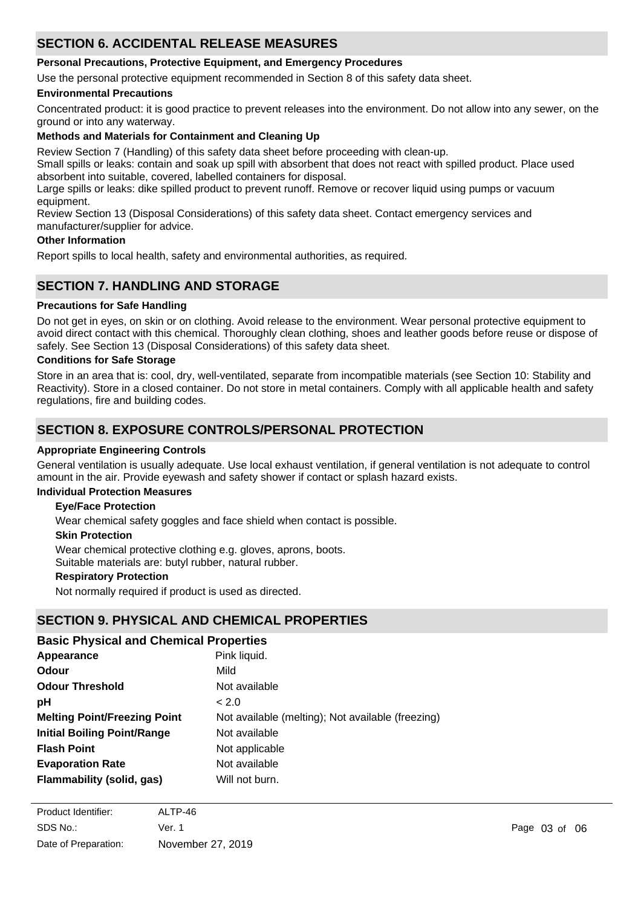## SECTION 6. ACCIDENTAL RELEASE MEASURES

**Personal Precautions, Protective Equipment, and Emergency Procedures**

Use the personal protective equipment recommended in Section 8 of this safety data sheet.

**Environmental Precautions**

Concentrated product: it is good practice to prevent releases into the environment. Do not allow into any sewer, on the ground or into any waterway.

**Methods and Materials for Containment and Cleaning Up**

Review Section 7 (Handling) of this safety data sheet before proceeding with clean-up.
Small spills or leaks: contain and soak up spill with absorbent that does not react with spilled product. Place used absorbent into suitable, covered, labelled containers for disposal.
Large spills or leaks: dike spilled product to prevent runoff. Remove or recover liquid using pumps or vacuum equipment.
Review Section 13 (Disposal Considerations) of this safety data sheet. Contact emergency services and manufacturer/supplier for advice.

**Other Information**

Report spills to local health, safety and environmental authorities, as required.

## SECTION 7. HANDLING AND STORAGE

**Precautions for Safe Handling**

Do not get in eyes, on skin or on clothing. Avoid release to the environment. Wear personal protective equipment to avoid direct contact with this chemical. Thoroughly clean clothing, shoes and leather goods before reuse or dispose of safely. See Section 13 (Disposal Considerations) of this safety data sheet.

**Conditions for Safe Storage**

Store in an area that is: cool, dry, well-ventilated, separate from incompatible materials (see Section 10: Stability and Reactivity). Store in a closed container. Do not store in metal containers. Comply with all applicable health and safety regulations, fire and building codes.

## SECTION 8. EXPOSURE CONTROLS/PERSONAL PROTECTION

**Appropriate Engineering Controls**

General ventilation is usually adequate. Use local exhaust ventilation, if general ventilation is not adequate to control amount in the air. Provide eyewash and safety shower if contact or splash hazard exists.

**Individual Protection Measures**

**Eye/Face Protection**

Wear chemical safety goggles and face shield when contact is possible.

**Skin Protection**

Wear chemical protective clothing e.g. gloves, aprons, boots.
Suitable materials are: butyl rubber, natural rubber.

**Respiratory Protection**

Not normally required if product is used as directed.

## SECTION 9. PHYSICAL AND CHEMICAL PROPERTIES

### Basic Physical and Chemical Properties

| | |
|---|---|
| **Appearance** | Pink liquid. |
| **Odour** | Mild |
| **Odour Threshold** | Not available |
| **pH** | < 2.0 |
| **Melting Point/Freezing Point** | Not available (melting); Not available (freezing) |
| **Initial Boiling Point/Range** | Not available |
| **Flash Point** | Not applicable |
| **Evaporation Rate** | Not available |
| **Flammability (solid, gas)** | Will not burn. |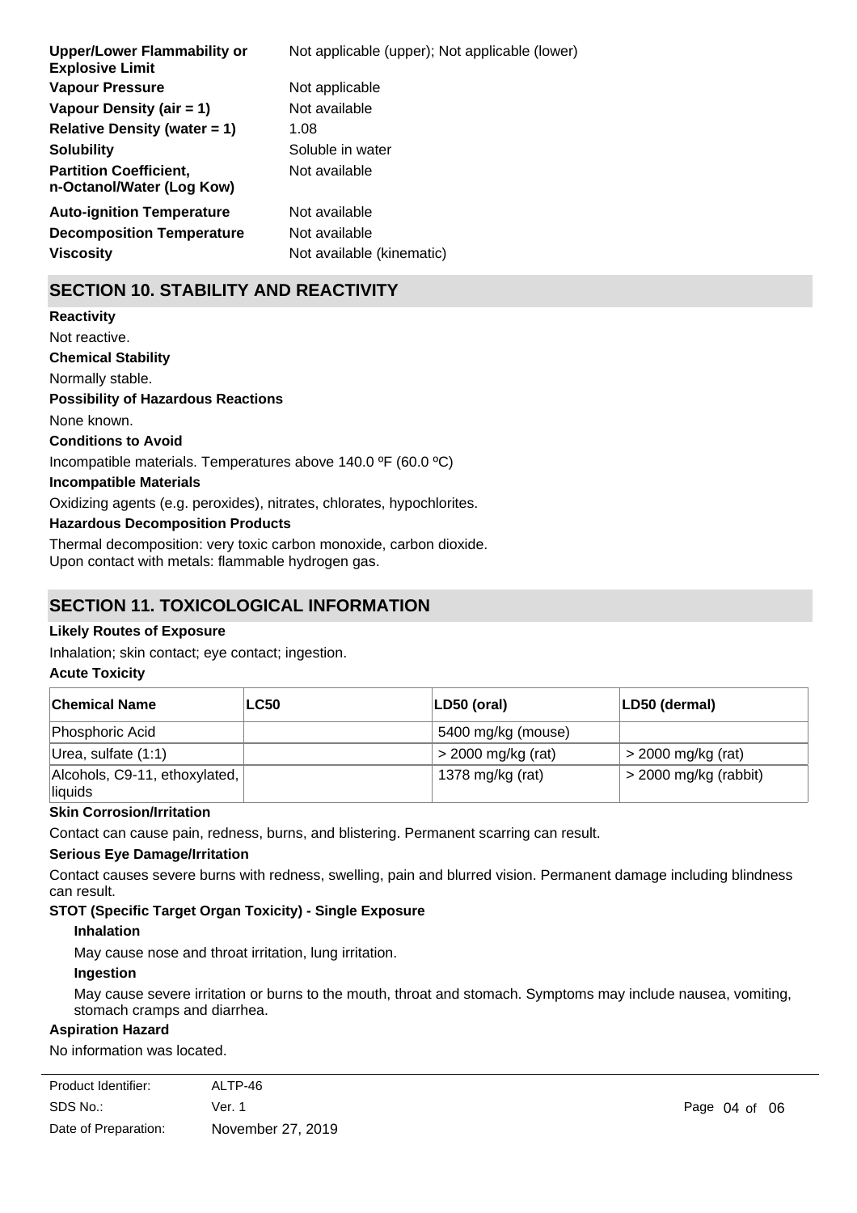| | |
|---|---|
| **Upper/Lower Flammability or Explosive Limit** | Not applicable (upper); Not applicable (lower) |
| **Vapour Pressure** | Not applicable |
| **Vapour Density (air = 1)** | Not available |
| **Relative Density (water = 1)** | 1.08 |
| **Solubility** | Soluble in water |
| **Partition Coefficient, n-Octanol/Water (Log Kow)** | Not available |
| **Auto-ignition Temperature** | Not available |
| **Decomposition Temperature** | Not available |
| **Viscosity** | Not available (kinematic) |

## SECTION 10. STABILITY AND REACTIVITY

**Reactivity**

Not reactive.

**Chemical Stability**

Normally stable.

**Possibility of Hazardous Reactions**

None known.

**Conditions to Avoid**

Incompatible materials. Temperatures above 140.0 ºF (60.0 ºC)

**Incompatible Materials**

Oxidizing agents (e.g. peroxides), nitrates, chlorates, hypochlorites.

**Hazardous Decomposition Products**

Thermal decomposition: very toxic carbon monoxide, carbon dioxide.
Upon contact with metals: flammable hydrogen gas.

## SECTION 11. TOXICOLOGICAL INFORMATION

**Likely Routes of Exposure**

Inhalation; skin contact; eye contact; ingestion.

**Acute Toxicity**

| Chemical Name | LC50 | LD50 (oral) | LD50 (dermal) |
|---|---|---|---|
| Phosphoric Acid | | 5400 mg/kg (mouse) | |
| Urea, sulfate (1:1) | | > 2000 mg/kg (rat) | > 2000 mg/kg (rat) |
| Alcohols, C9-11, ethoxylated, liquids | | 1378 mg/kg (rat) | > 2000 mg/kg (rabbit) |

**Skin Corrosion/Irritation**

Contact can cause pain, redness, burns, and blistering. Permanent scarring can result.

**Serious Eye Damage/Irritation**

Contact causes severe burns with redness, swelling, pain and blurred vision. Permanent damage including blindness can result.

**STOT (Specific Target Organ Toxicity) - Single Exposure**

**Inhalation**

May cause nose and throat irritation, lung irritation.

**Ingestion**

May cause severe irritation or burns to the mouth, throat and stomach. Symptoms may include nausea, vomiting, stomach cramps and diarrhea.

**Aspiration Hazard**

No information was located.

| | |
|---|---|
| Product Identifier: | ALTP-46 |
| SDS No.: | Ver. 1 |
| Date of Preparation: | November 27, 2019 |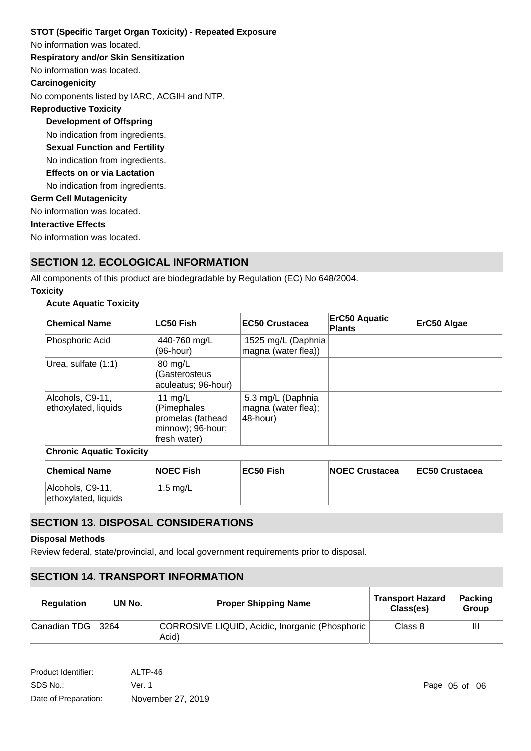**STOT (Specific Target Organ Toxicity) - Repeated Exposure**

No information was located.

**Respiratory and/or Skin Sensitization**

No information was located.

**Carcinogenicity**

No components listed by IARC, ACGIH and NTP.

**Reproductive Toxicity**

**Development of Offspring**

No indication from ingredients.

**Sexual Function and Fertility**

No indication from ingredients.

**Effects on or via Lactation**

No indication from ingredients.

**Germ Cell Mutagenicity**

No information was located.

**Interactive Effects**

No information was located.

## SECTION 12. ECOLOGICAL INFORMATION

All components of this product are biodegradable by Regulation (EC) No 648/2004.

**Toxicity**

**Acute Aquatic Toxicity**

| Chemical Name | LC50 Fish | EC50 Crustacea | ErC50 Aquatic Plants | ErC50 Algae |
|---|---|---|---|---|
| Phosphoric Acid | 440-760 mg/L (96-hour) | 1525 mg/L (Daphnia magna (water flea)) | | |
| Urea, sulfate (1:1) | 80 mg/L (Gasterosteus aculeatus; 96-hour) | | | |
| Alcohols, C9-11, ethoxylated, liquids | 11 mg/L (Pimephales promelas (fathead minnow); 96-hour; fresh water) | 5.3 mg/L (Daphnia magna (water flea); 48-hour) | | |

**Chronic Aquatic Toxicity**

| Chemical Name | NOEC Fish | EC50 Fish | NOEC Crustacea | EC50 Crustacea |
|---|---|---|---|---|
| Alcohols, C9-11, ethoxylated, liquids | 1.5 mg/L | | | |

## SECTION 13. DISPOSAL CONSIDERATIONS

**Disposal Methods**

Review federal, state/provincial, and local government requirements prior to disposal.

## SECTION 14. TRANSPORT INFORMATION

| Regulation | UN No. | Proper Shipping Name | Transport Hazard Class(es) | Packing Group |
|---|---|---|---|---|
| Canadian TDG | 3264 | CORROSIVE LIQUID, Acidic, Inorganic (Phosphoric Acid) | Class 8 | III |

Product Identifier: ALTP-46
SDS No.: Ver. 1
Date of Preparation: November 27, 2019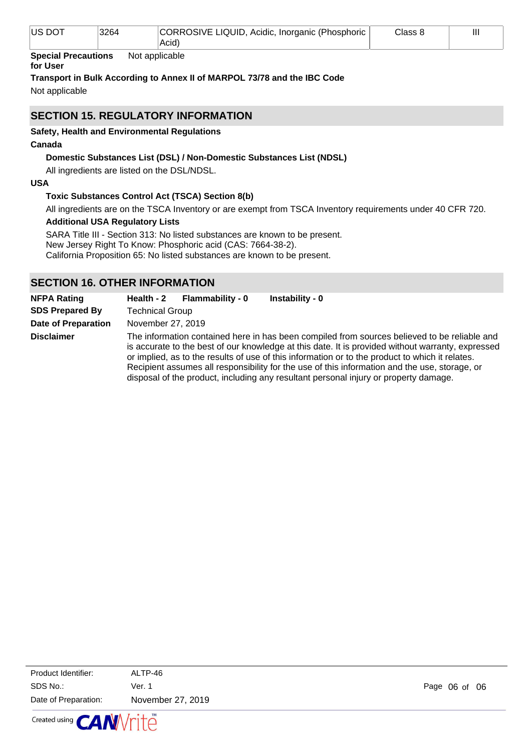| | | | | |
|---|---|---|---|---|
| US DOT | 3264 | CORROSIVE LIQUID, Acidic, Inorganic (Phosphoric Acid) | Class 8 | III |

**Special Precautions for User** Not applicable

**Transport in Bulk According to Annex II of MARPOL 73/78 and the IBC Code**

Not applicable

## SECTION 15. REGULATORY INFORMATION

**Safety, Health and Environmental Regulations**

**Canada**

**Domestic Substances List (DSL) / Non-Domestic Substances List (NDSL)**

All ingredients are listed on the DSL/NDSL.

**USA**

**Toxic Substances Control Act (TSCA) Section 8(b)**

All ingredients are on the TSCA Inventory or are exempt from TSCA Inventory requirements under 40 CFR 720.

**Additional USA Regulatory Lists**

SARA Title III - Section 313: No listed substances are known to be present.
New Jersey Right To Know: Phosphoric acid (CAS: 7664-38-2).
California Proposition 65: No listed substances are known to be present.

## SECTION 16. OTHER INFORMATION

**NFPA Rating** **Health - 2** **Flammability - 0** **Instability - 0**

**SDS Prepared By** Technical Group

**Date of Preparation** November 27, 2019

**Disclaimer** The information contained here in has been compiled from sources believed to be reliable and is accurate to the best of our knowledge at this date. It is provided without warranty, expressed or implied, as to the results of use of this information or to the product to which it relates. Recipient assumes all responsibility for the use of this information and the use, storage, or disposal of the product, including any resultant personal injury or property damage.